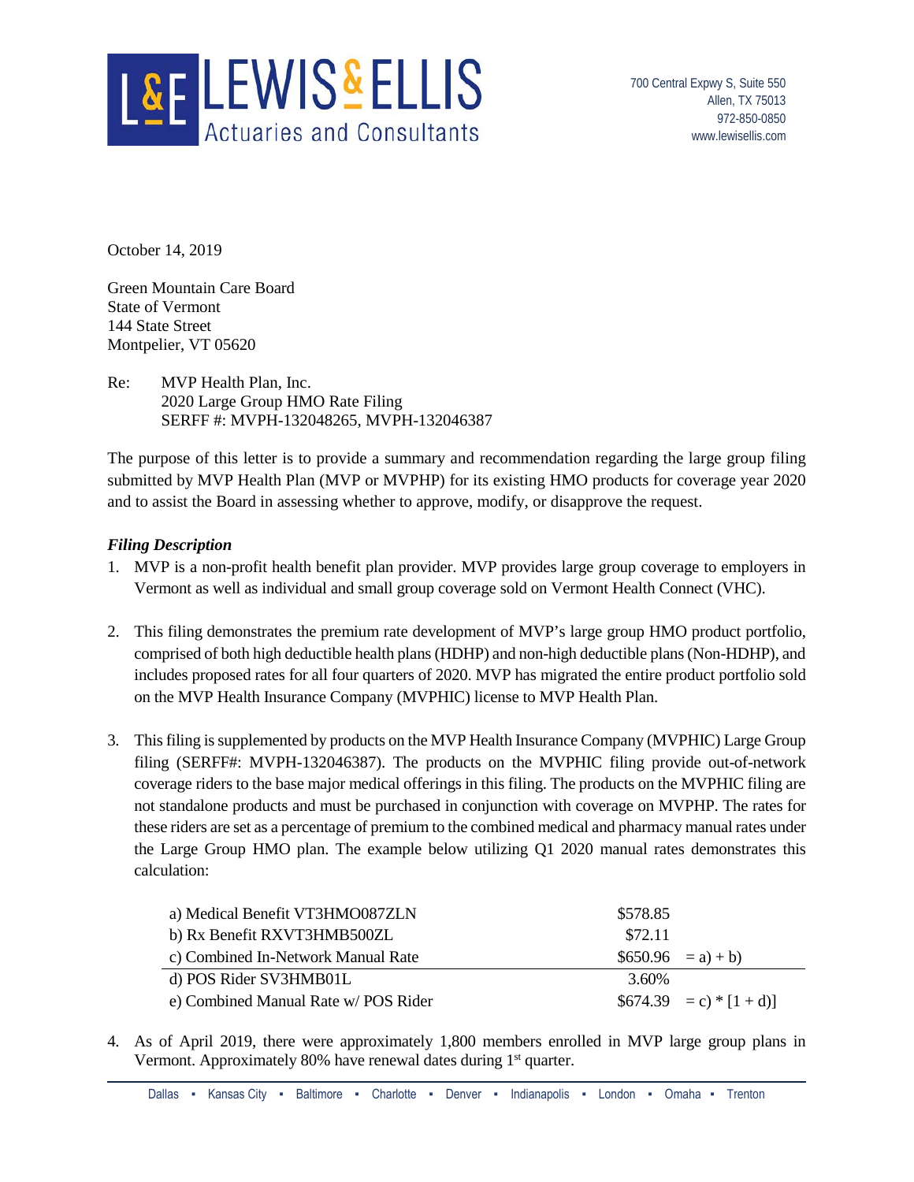LEWIS & ELLIS
Actuaries and Consultants

700 Central Expwy S, Suite 550
Allen, TX 75013
972-850-0850
www.lewisellis.com

October 14, 2019

Green Mountain Care Board
State of Vermont
144 State Street
Montpelier, VT 05620

Re: MVP Health Plan, Inc.
2020 Large Group HMO Rate Filing
SERFF #: MVPH-132048265, MVPH-132046387

The purpose of this letter is to provide a summary and recommendation regarding the large group filing submitted by MVP Health Plan (MVP or MVPHP) for its existing HMO products for coverage year 2020 and to assist the Board in assessing whether to approve, modify, or disapprove the request.

### *Filing Description*

1. MVP is a non-profit health benefit plan provider. MVP provides large group coverage to employers in Vermont as well as individual and small group coverage sold on Vermont Health Connect (VHC).

2. This filing demonstrates the premium rate development of MVP's large group HMO product portfolio, comprised of both high deductible health plans (HDHP) and non-high deductible plans (Non-HDHP), and includes proposed rates for all four quarters of 2020. MVP has migrated the entire product portfolio sold on the MVP Health Insurance Company (MVPHIC) license to MVP Health Plan.

3. This filing is supplemented by products on the MVP Health Insurance Company (MVPHIC) Large Group filing (SERFF#: MVPH-132046387). The products on the MVPHIC filing provide out-of-network coverage riders to the base major medical offerings in this filing. The products on the MVPHIC filing are not standalone products and must be purchased in conjunction with coverage on MVPHP. The rates for these riders are set as a percentage of premium to the combined medical and pharmacy manual rates under the Large Group HMO plan. The example below utilizing Q1 2020 manual rates demonstrates this calculation:

| | | |
|---|---|---|
| a) Medical Benefit VT3HMO087ZLN | $578.85 | |
| b) Rx Benefit RXVT3HMB500ZL | $72.11 | |
| c) Combined In-Network Manual Rate | $650.96 | = a) + b) |
| d) POS Rider SV3HMB01L | 3.60% | |
| e) Combined Manual Rate w/ POS Rider | $674.39 | = c) * [1 + d)] |

4. As of April 2019, there were approximately 1,800 members enrolled in MVP large group plans in Vermont. Approximately 80% have renewal dates during 1st quarter.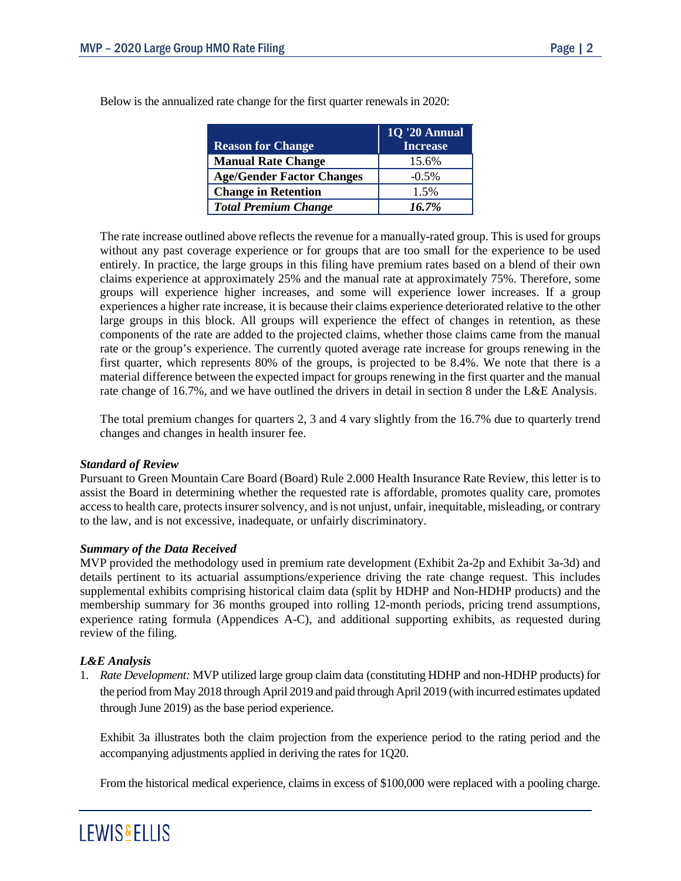Below is the annualized rate change for the first quarter renewals in 2020:

| Reason for Change | 1Q '20 Annual Increase |
|---|---|
| **Manual Rate Change** | 15.6% |
| **Age/Gender Factor Changes** | -0.5% |
| **Change in Retention** | 1.5% |
| ***Total Premium Change*** | ***16.7%*** |

The rate increase outlined above reflects the revenue for a manually-rated group. This is used for groups without any past coverage experience or for groups that are too small for the experience to be used entirely. In practice, the large groups in this filing have premium rates based on a blend of their own claims experience at approximately 25% and the manual rate at approximately 75%. Therefore, some groups will experience higher increases, and some will experience lower increases. If a group experiences a higher rate increase, it is because their claims experience deteriorated relative to the other large groups in this block. All groups will experience the effect of changes in retention, as these components of the rate are added to the projected claims, whether those claims came from the manual rate or the group's experience. The currently quoted average rate increase for groups renewing in the first quarter, which represents 80% of the groups, is projected to be 8.4%. We note that there is a material difference between the expected impact for groups renewing in the first quarter and the manual rate change of 16.7%, and we have outlined the drivers in detail in section 8 under the L&E Analysis.

The total premium changes for quarters 2, 3 and 4 vary slightly from the 16.7% due to quarterly trend changes and changes in health insurer fee.

***Standard of Review***

Pursuant to Green Mountain Care Board (Board) Rule 2.000 Health Insurance Rate Review, this letter is to assist the Board in determining whether the requested rate is affordable, promotes quality care, promotes access to health care, protects insurer solvency, and is not unjust, unfair, inequitable, misleading, or contrary to the law, and is not excessive, inadequate, or unfairly discriminatory.

***Summary of the Data Received***

MVP provided the methodology used in premium rate development (Exhibit 2a-2p and Exhibit 3a-3d) and details pertinent to its actuarial assumptions/experience driving the rate change request. This includes supplemental exhibits comprising historical claim data (split by HDHP and Non-HDHP products) and the membership summary for 36 months grouped into rolling 12-month periods, pricing trend assumptions, experience rating formula (Appendices A-C), and additional supporting exhibits, as requested during review of the filing.

***L&E Analysis***

1. *Rate Development:* MVP utilized large group claim data (constituting HDHP and non-HDHP products) for the period from May 2018 through April 2019 and paid through April 2019 (with incurred estimates updated through June 2019) as the base period experience.

   Exhibit 3a illustrates both the claim projection from the experience period to the rating period and the accompanying adjustments applied in deriving the rates for 1Q20.

   From the historical medical experience, claims in excess of $100,000 were replaced with a pooling charge.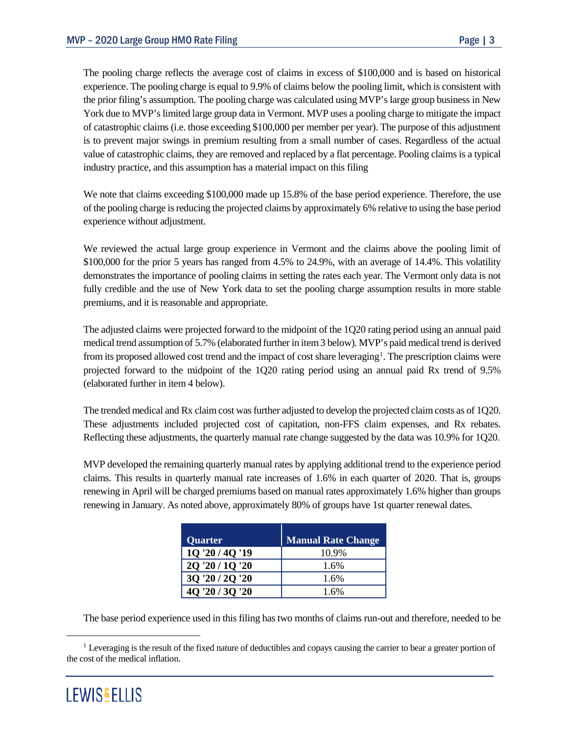The pooling charge reflects the average cost of claims in excess of $100,000 and is based on historical experience. The pooling charge is equal to 9.9% of claims below the pooling limit, which is consistent with the prior filing's assumption. The pooling charge was calculated using MVP's large group business in New York due to MVP's limited large group data in Vermont. MVP uses a pooling charge to mitigate the impact of catastrophic claims (i.e. those exceeding $100,000 per member per year). The purpose of this adjustment is to prevent major swings in premium resulting from a small number of cases. Regardless of the actual value of catastrophic claims, they are removed and replaced by a flat percentage. Pooling claims is a typical industry practice, and this assumption has a material impact on this filing

We note that claims exceeding $100,000 made up 15.8% of the base period experience. Therefore, the use of the pooling charge is reducing the projected claims by approximately 6% relative to using the base period experience without adjustment.

We reviewed the actual large group experience in Vermont and the claims above the pooling limit of $100,000 for the prior 5 years has ranged from 4.5% to 24.9%, with an average of 14.4%. This volatility demonstrates the importance of pooling claims in setting the rates each year. The Vermont only data is not fully credible and the use of New York data to set the pooling charge assumption results in more stable premiums, and it is reasonable and appropriate.

The adjusted claims were projected forward to the midpoint of the 1Q20 rating period using an annual paid medical trend assumption of 5.7% (elaborated further in item 3 below). MVP's paid medical trend is derived from its proposed allowed cost trend and the impact of cost share leveraging[1]. The prescription claims were projected forward to the midpoint of the 1Q20 rating period using an annual paid Rx trend of 9.5% (elaborated further in item 4 below).

The trended medical and Rx claim cost was further adjusted to develop the projected claim costs as of 1Q20. These adjustments included projected cost of capitation, non-FFS claim expenses, and Rx rebates. Reflecting these adjustments, the quarterly manual rate change suggested by the data was 10.9% for 1Q20.

MVP developed the remaining quarterly manual rates by applying additional trend to the experience period claims. This results in quarterly manual rate increases of 1.6% in each quarter of 2020. That is, groups renewing in April will be charged premiums based on manual rates approximately 1.6% higher than groups renewing in January. As noted above, approximately 80% of groups have 1st quarter renewal dates.

| Quarter | Manual Rate Change |
|---|---|
| 1Q '20 / 4Q '19 | 10.9% |
| 2Q '20 / 1Q '20 | 1.6% |
| 3Q '20 / 2Q '20 | 1.6% |
| 4Q '20 / 3Q '20 | 1.6% |

The base period experience used in this filing has two months of claims run-out and therefore, needed to be

[1] Leveraging is the result of the fixed nature of deductibles and copays causing the carrier to bear a greater portion of the cost of the medical inflation.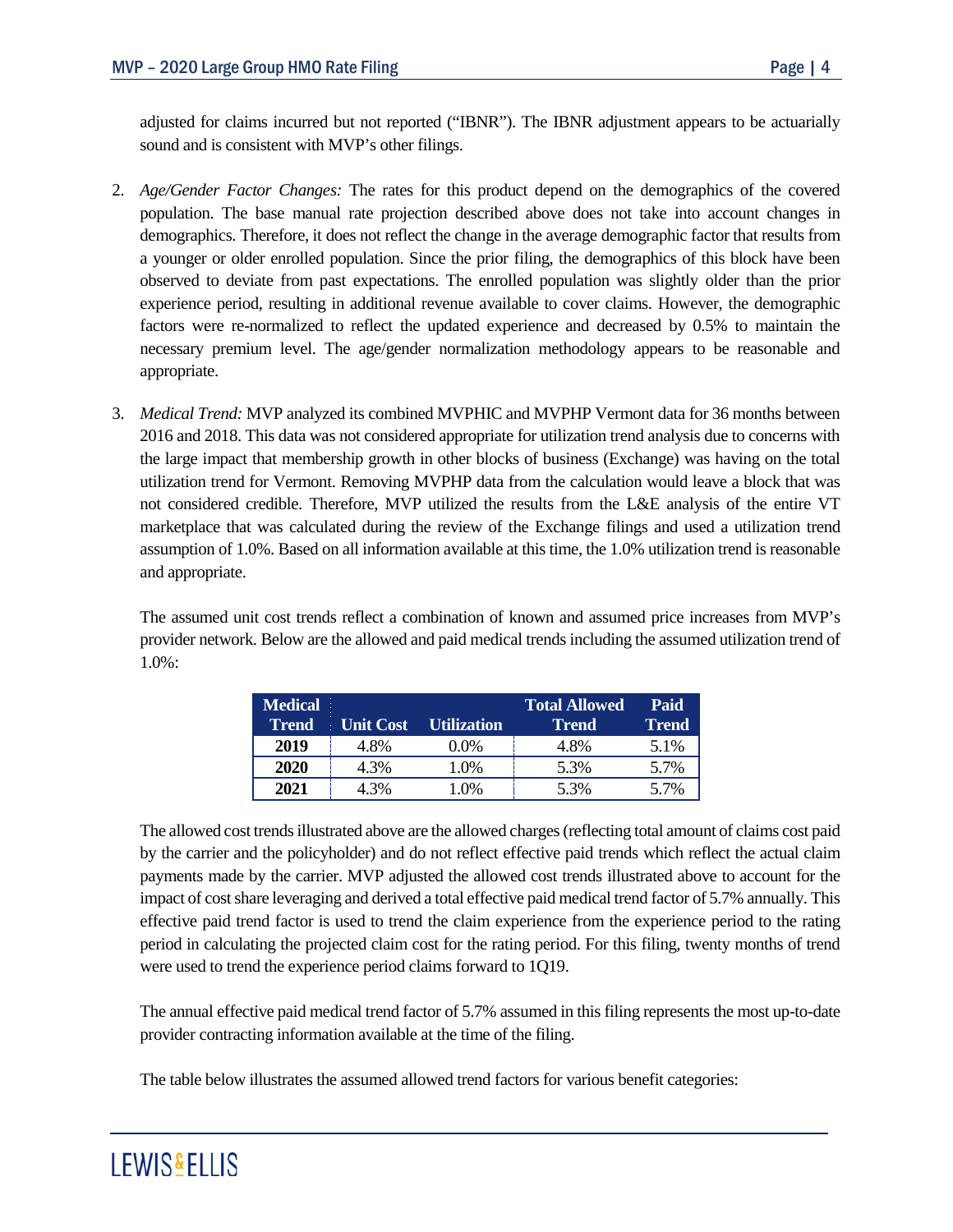adjusted for claims incurred but not reported ("IBNR"). The IBNR adjustment appears to be actuarially sound and is consistent with MVP's other filings.

2. *Age/Gender Factor Changes:* The rates for this product depend on the demographics of the covered population. The base manual rate projection described above does not take into account changes in demographics. Therefore, it does not reflect the change in the average demographic factor that results from a younger or older enrolled population. Since the prior filing, the demographics of this block have been observed to deviate from past expectations. The enrolled population was slightly older than the prior experience period, resulting in additional revenue available to cover claims. However, the demographic factors were re-normalized to reflect the updated experience and decreased by 0.5% to maintain the necessary premium level. The age/gender normalization methodology appears to be reasonable and appropriate.

3. *Medical Trend:* MVP analyzed its combined MVPHIC and MVPHP Vermont data for 36 months between 2016 and 2018. This data was not considered appropriate for utilization trend analysis due to concerns with the large impact that membership growth in other blocks of business (Exchange) was having on the total utilization trend for Vermont. Removing MVPHP data from the calculation would leave a block that was not considered credible. Therefore, MVP utilized the results from the L&E analysis of the entire VT marketplace that was calculated during the review of the Exchange filings and used a utilization trend assumption of 1.0%. Based on all information available at this time, the 1.0% utilization trend is reasonable and appropriate.

   The assumed unit cost trends reflect a combination of known and assumed price increases from MVP's provider network. Below are the allowed and paid medical trends including the assumed utilization trend of 1.0%:

   | Medical Trend | Unit Cost | Utilization | Total Allowed Trend | Paid Trend |
   |---|---|---|---|---|
   | **2019** | 4.8% | 0.0% | 4.8% | 5.1% |
   | **2020** | 4.3% | 1.0% | 5.3% | 5.7% |
   | **2021** | 4.3% | 1.0% | 5.3% | 5.7% |

   The allowed cost trends illustrated above are the allowed charges (reflecting total amount of claims cost paid by the carrier and the policyholder) and do not reflect effective paid trends which reflect the actual claim payments made by the carrier. MVP adjusted the allowed cost trends illustrated above to account for the impact of cost share leveraging and derived a total effective paid medical trend factor of 5.7% annually. This effective paid trend factor is used to trend the claim experience from the experience period to the rating period in calculating the projected claim cost for the rating period. For this filing, twenty months of trend were used to trend the experience period claims forward to 1Q19.

   The annual effective paid medical trend factor of 5.7% assumed in this filing represents the most up-to-date provider contracting information available at the time of the filing.

   The table below illustrates the assumed allowed trend factors for various benefit categories: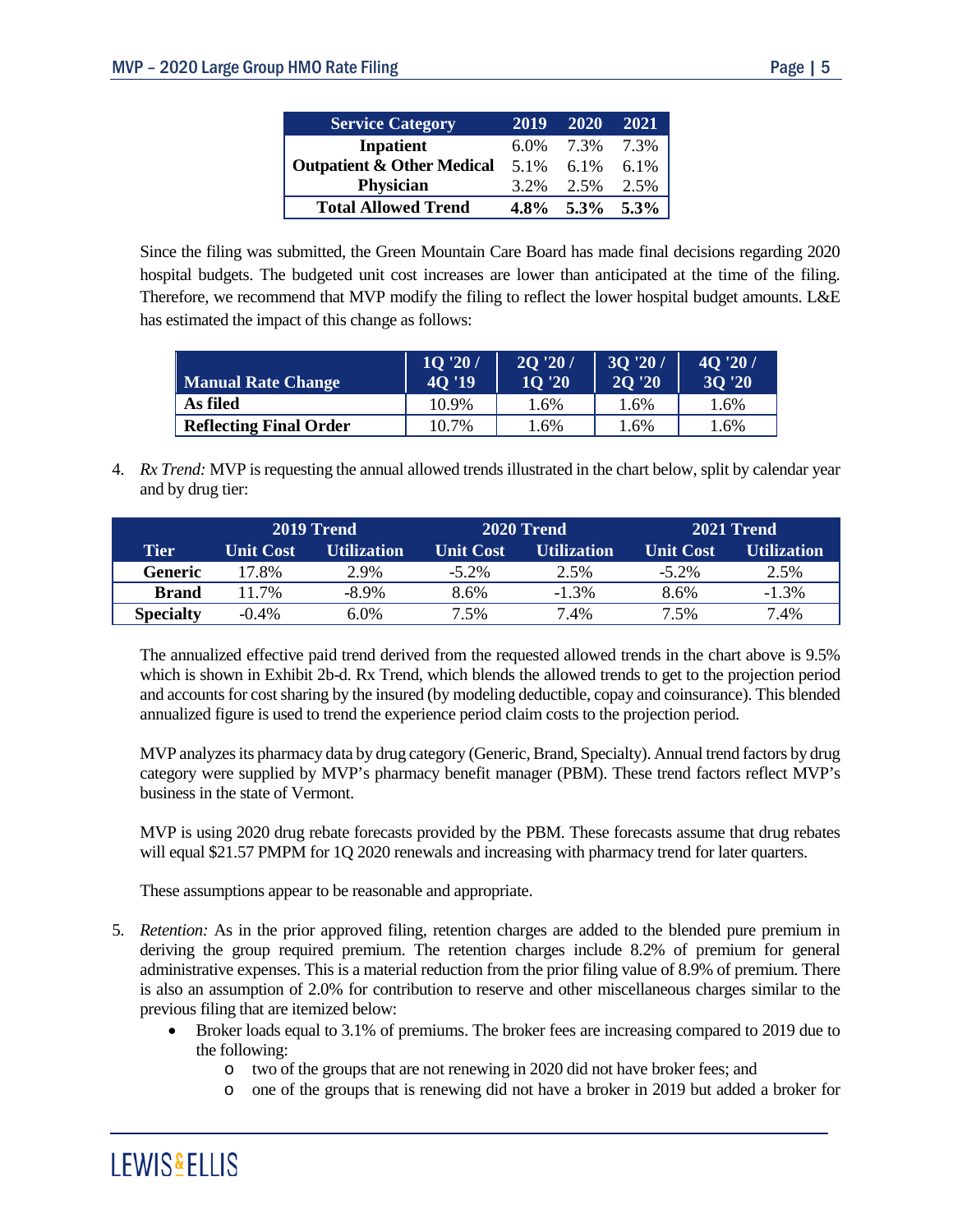| Service Category | 2019 | 2020 | 2021 |
|---|---|---|---|
| Inpatient | 6.0% | 7.3% | 7.3% |
| Outpatient & Other Medical | 5.1% | 6.1% | 6.1% |
| Physician | 3.2% | 2.5% | 2.5% |
| **Total Allowed Trend** | **4.8%** | **5.3%** | **5.3%** |

Since the filing was submitted, the Green Mountain Care Board has made final decisions regarding 2020 hospital budgets. The budgeted unit cost increases are lower than anticipated at the time of the filing. Therefore, we recommend that MVP modify the filing to reflect the lower hospital budget amounts. L&E has estimated the impact of this change as follows:

| Manual Rate Change | 1Q '20 / 4Q '19 | 2Q '20 / 1Q '20 | 3Q '20 / 2Q '20 | 4Q '20 / 3Q '20 |
|---|---|---|---|---|
| As filed | 10.9% | 1.6% | 1.6% | 1.6% |
| Reflecting Final Order | 10.7% | 1.6% | 1.6% | 1.6% |

4. *Rx Trend:* MVP is requesting the annual allowed trends illustrated in the chart below, split by calendar year and by drug tier:

| | 2019 Trend | | 2020 Trend | | 2021 Trend | |
|---|---|---|---|---|---|---|
| Tier | Unit Cost | Utilization | Unit Cost | Utilization | Unit Cost | Utilization |
| Generic | 17.8% | 2.9% | -5.2% | 2.5% | -5.2% | 2.5% |
| Brand | 11.7% | -8.9% | 8.6% | -1.3% | 8.6% | -1.3% |
| Specialty | -0.4% | 6.0% | 7.5% | 7.4% | 7.5% | 7.4% |

The annualized effective paid trend derived from the requested allowed trends in the chart above is 9.5% which is shown in Exhibit 2b-d. Rx Trend, which blends the allowed trends to get to the projection period and accounts for cost sharing by the insured (by modeling deductible, copay and coinsurance). This blended annualized figure is used to trend the experience period claim costs to the projection period.

MVP analyzes its pharmacy data by drug category (Generic, Brand, Specialty). Annual trend factors by drug category were supplied by MVP's pharmacy benefit manager (PBM). These trend factors reflect MVP's business in the state of Vermont.

MVP is using 2020 drug rebate forecasts provided by the PBM. These forecasts assume that drug rebates will equal $21.57 PMPM for 1Q 2020 renewals and increasing with pharmacy trend for later quarters.

These assumptions appear to be reasonable and appropriate.

5. *Retention:* As in the prior approved filing, retention charges are added to the blended pure premium in deriving the group required premium. The retention charges include 8.2% of premium for general administrative expenses. This is a material reduction from the prior filing value of 8.9% of premium. There is also an assumption of 2.0% for contribution to reserve and other miscellaneous charges similar to the previous filing that are itemized below:
   - Broker loads equal to 3.1% of premiums. The broker fees are increasing compared to 2019 due to the following:
     - two of the groups that are not renewing in 2020 did not have broker fees; and
     - one of the groups that is renewing did not have a broker in 2019 but added a broker for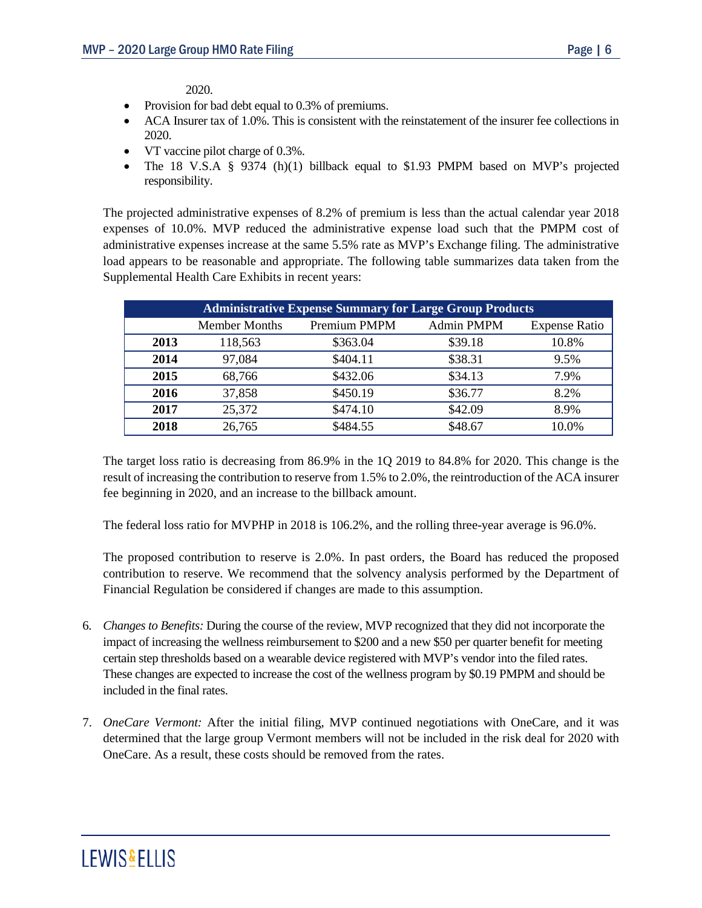2020.

- Provision for bad debt equal to 0.3% of premiums.
- ACA Insurer tax of 1.0%. This is consistent with the reinstatement of the insurer fee collections in 2020.
- VT vaccine pilot charge of 0.3%.
- The 18 V.S.A § 9374 (h)(1) billback equal to $1.93 PMPM based on MVP's projected responsibility.

The projected administrative expenses of 8.2% of premium is less than the actual calendar year 2018 expenses of 10.0%. MVP reduced the administrative expense load such that the PMPM cost of administrative expenses increase at the same 5.5% rate as MVP's Exchange filing. The administrative load appears to be reasonable and appropriate. The following table summarizes data taken from the Supplemental Health Care Exhibits in recent years:

| Administrative Expense Summary for Large Group Products | | | | |
|---|---|---|---|---|
| | Member Months | Premium PMPM | Admin PMPM | Expense Ratio |
| **2013** | 118,563 | $363.04 | $39.18 | 10.8% |
| **2014** | 97,084 | $404.11 | $38.31 | 9.5% |
| **2015** | 68,766 | $432.06 | $34.13 | 7.9% |
| **2016** | 37,858 | $450.19 | $36.77 | 8.2% |
| **2017** | 25,372 | $474.10 | $42.09 | 8.9% |
| **2018** | 26,765 | $484.55 | $48.67 | 10.0% |

The target loss ratio is decreasing from 86.9% in the 1Q 2019 to 84.8% for 2020. This change is the result of increasing the contribution to reserve from 1.5% to 2.0%, the reintroduction of the ACA insurer fee beginning in 2020, and an increase to the billback amount.

The federal loss ratio for MVPHP in 2018 is 106.2%, and the rolling three-year average is 96.0%.

The proposed contribution to reserve is 2.0%. In past orders, the Board has reduced the proposed contribution to reserve. We recommend that the solvency analysis performed by the Department of Financial Regulation be considered if changes are made to this assumption.

6. *Changes to Benefits:* During the course of the review, MVP recognized that they did not incorporate the impact of increasing the wellness reimbursement to $200 and a new $50 per quarter benefit for meeting certain step thresholds based on a wearable device registered with MVP's vendor into the filed rates. These changes are expected to increase the cost of the wellness program by $0.19 PMPM and should be included in the final rates.

7. *OneCare Vermont:* After the initial filing, MVP continued negotiations with OneCare, and it was determined that the large group Vermont members will not be included in the risk deal for 2020 with OneCare. As a result, these costs should be removed from the rates.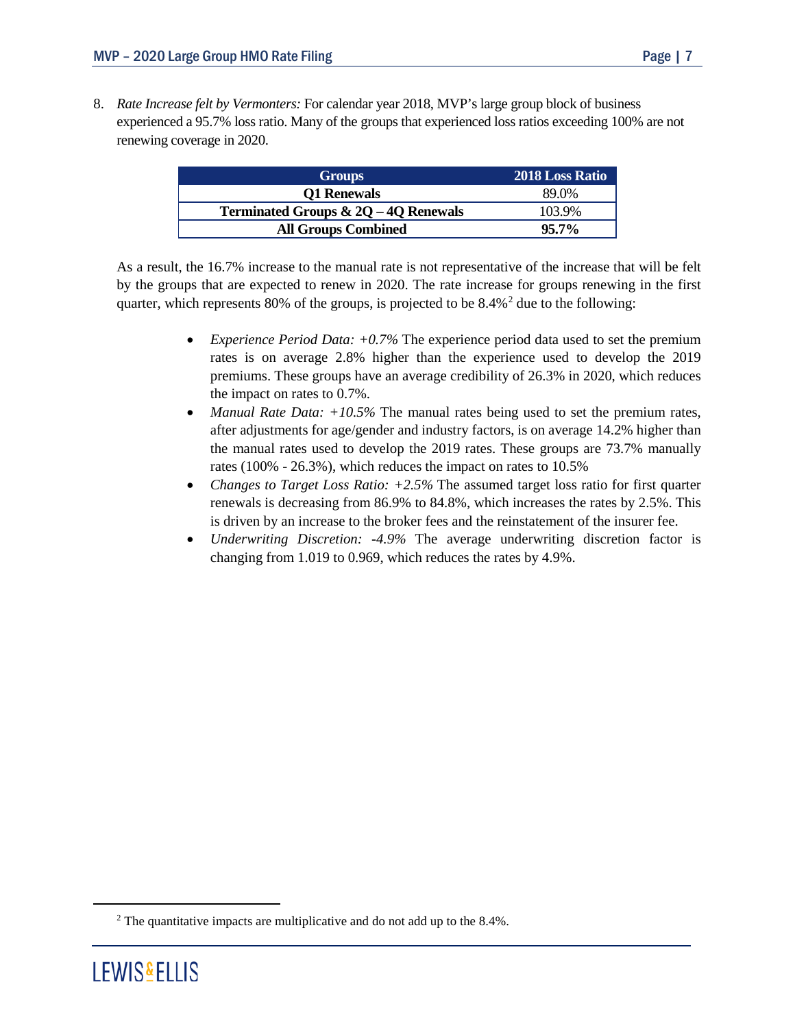8. *Rate Increase felt by Vermonters:* For calendar year 2018, MVP's large group block of business experienced a 95.7% loss ratio. Many of the groups that experienced loss ratios exceeding 100% are not renewing coverage in 2020.

| Groups | 2018 Loss Ratio |
|---|---|
| **Q1 Renewals** | 89.0% |
| **Terminated Groups & 2Q – 4Q Renewals** | 103.9% |
| **All Groups Combined** | **95.7%** |

As a result, the 16.7% increase to the manual rate is not representative of the increase that will be felt by the groups that are expected to renew in 2020. The rate increase for groups renewing in the first quarter, which represents 80% of the groups, is projected to be 8.4%[2] due to the following:

- *Experience Period Data: +0.7%* The experience period data used to set the premium rates is on average 2.8% higher than the experience used to develop the 2019 premiums. These groups have an average credibility of 26.3% in 2020, which reduces the impact on rates to 0.7%.
- *Manual Rate Data: +10.5%* The manual rates being used to set the premium rates, after adjustments for age/gender and industry factors, is on average 14.2% higher than the manual rates used to develop the 2019 rates. These groups are 73.7% manually rates (100% - 26.3%), which reduces the impact on rates to 10.5%
- *Changes to Target Loss Ratio: +2.5%* The assumed target loss ratio for first quarter renewals is decreasing from 86.9% to 84.8%, which increases the rates by 2.5%. This is driven by an increase to the broker fees and the reinstatement of the insurer fee.
- *Underwriting Discretion: -4.9%* The average underwriting discretion factor is changing from 1.019 to 0.969, which reduces the rates by 4.9%.

[2] The quantitative impacts are multiplicative and do not add up to the 8.4%.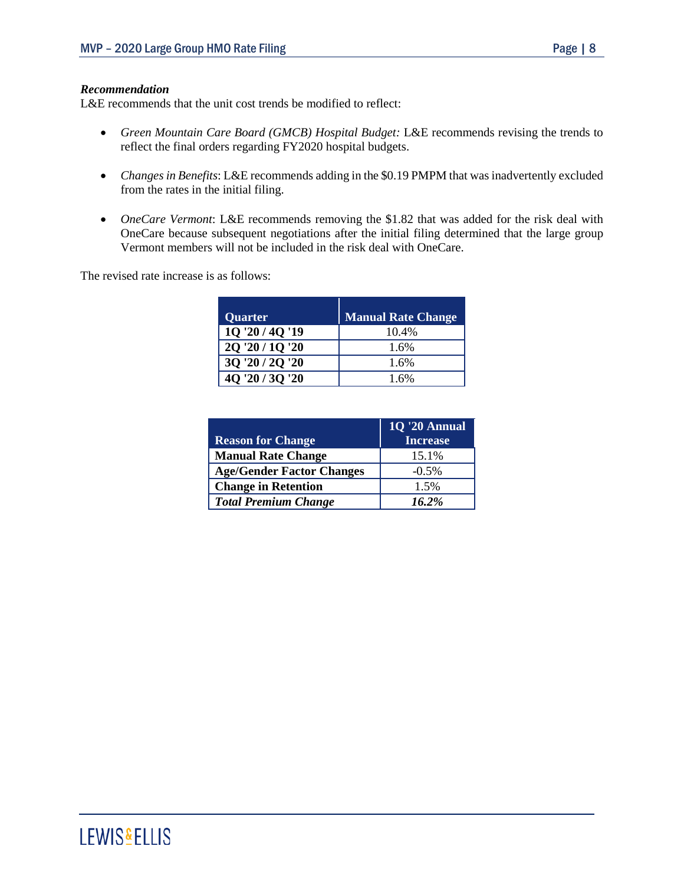***Recommendation***

L&E recommends that the unit cost trends be modified to reflect:

- *Green Mountain Care Board (GMCB) Hospital Budget:* L&E recommends revising the trends to reflect the final orders regarding FY2020 hospital budgets.
- *Changes in Benefits*: L&E recommends adding in the $0.19 PMPM that was inadvertently excluded from the rates in the initial filing.
- *OneCare Vermont*: L&E recommends removing the $1.82 that was added for the risk deal with OneCare because subsequent negotiations after the initial filing determined that the large group Vermont members will not be included in the risk deal with OneCare.

The revised rate increase is as follows:

| Quarter | Manual Rate Change |
|---|---|
| **1Q '20 / 4Q '19** | 10.4% |
| **2Q '20 / 1Q '20** | 1.6% |
| **3Q '20 / 2Q '20** | 1.6% |
| **4Q '20 / 3Q '20** | 1.6% |

| Reason for Change | 1Q '20 Annual Increase |
|---|---|
| **Manual Rate Change** | 15.1% |
| **Age/Gender Factor Changes** | -0.5% |
| **Change in Retention** | 1.5% |
| ***Total Premium Change*** | ***16.2%*** |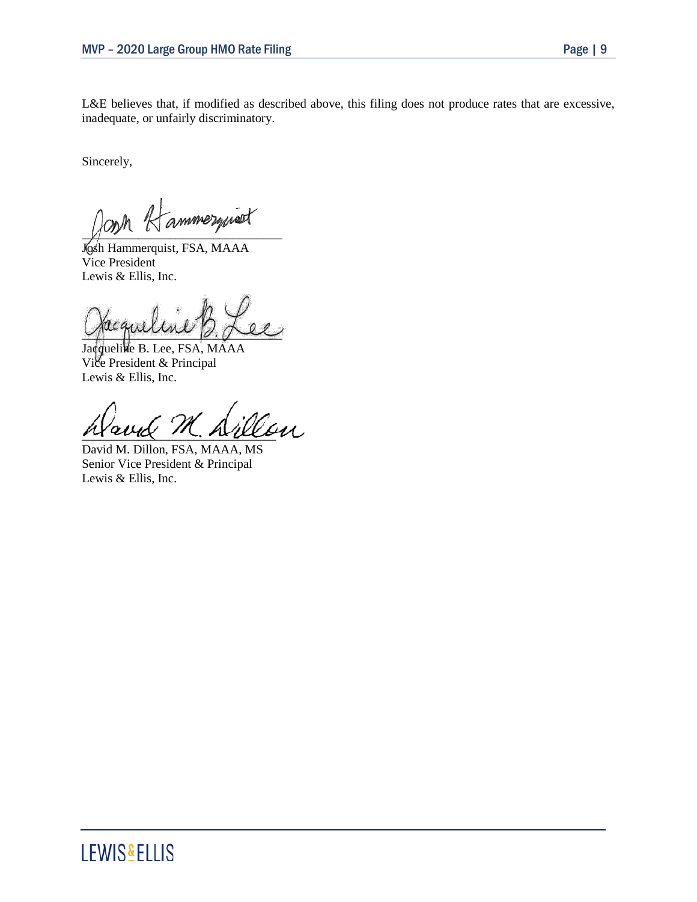L&E believes that, if modified as described above, this filing does not produce rates that are excessive, inadequate, or unfairly discriminatory.

Sincerely,

Josh Hammerquist, FSA, MAAA
Vice President
Lewis & Ellis, Inc.

Jacqueline B. Lee, FSA, MAAA
Vice President & Principal
Lewis & Ellis, Inc.

David M. Dillon, FSA, MAAA, MS
Senior Vice President & Principal
Lewis & Ellis, Inc.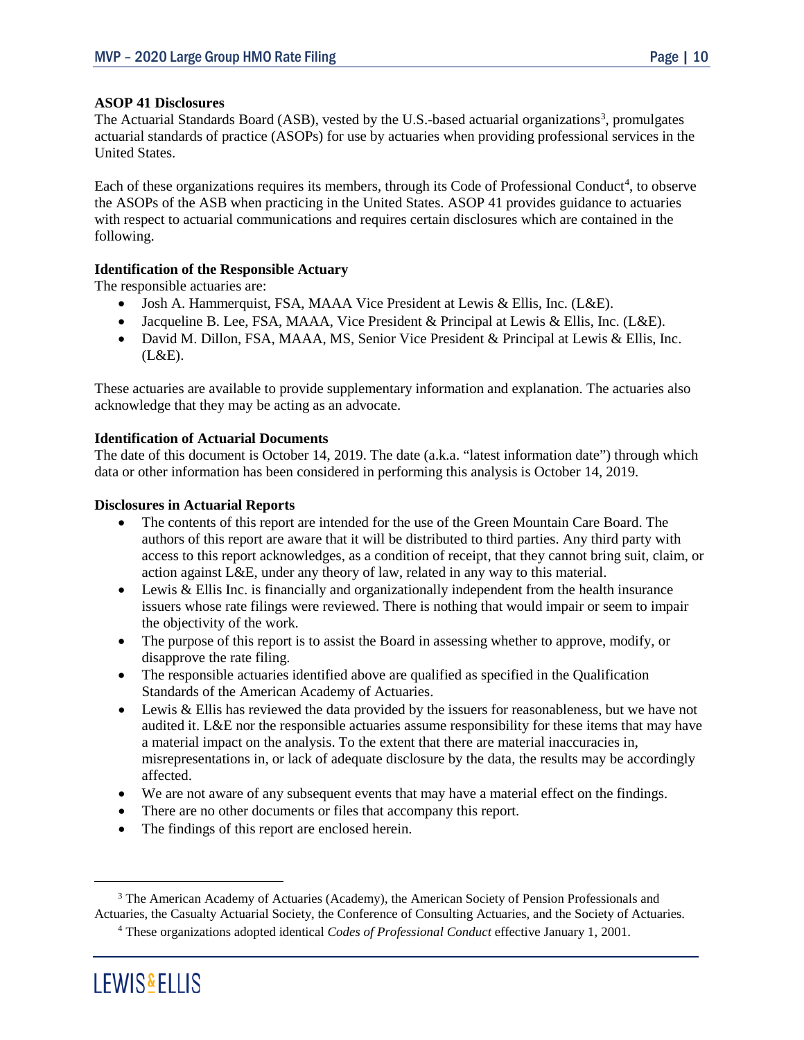**ASOP 41 Disclosures**

The Actuarial Standards Board (ASB), vested by the U.S.-based actuarial organizations[3], promulgates actuarial standards of practice (ASOPs) for use by actuaries when providing professional services in the United States.

Each of these organizations requires its members, through its Code of Professional Conduct[4], to observe the ASOPs of the ASB when practicing in the United States. ASOP 41 provides guidance to actuaries with respect to actuarial communications and requires certain disclosures which are contained in the following.

**Identification of the Responsible Actuary**

The responsible actuaries are:

- Josh A. Hammerquist, FSA, MAAA Vice President at Lewis & Ellis, Inc. (L&E).
- Jacqueline B. Lee, FSA, MAAA, Vice President & Principal at Lewis & Ellis, Inc. (L&E).
- David M. Dillon, FSA, MAAA, MS, Senior Vice President & Principal at Lewis & Ellis, Inc. (L&E).

These actuaries are available to provide supplementary information and explanation. The actuaries also acknowledge that they may be acting as an advocate.

**Identification of Actuarial Documents**

The date of this document is October 14, 2019. The date (a.k.a. "latest information date") through which data or other information has been considered in performing this analysis is October 14, 2019.

**Disclosures in Actuarial Reports**

- The contents of this report are intended for the use of the Green Mountain Care Board. The authors of this report are aware that it will be distributed to third parties. Any third party with access to this report acknowledges, as a condition of receipt, that they cannot bring suit, claim, or action against L&E, under any theory of law, related in any way to this material.
- Lewis & Ellis Inc. is financially and organizationally independent from the health insurance issuers whose rate filings were reviewed. There is nothing that would impair or seem to impair the objectivity of the work.
- The purpose of this report is to assist the Board in assessing whether to approve, modify, or disapprove the rate filing.
- The responsible actuaries identified above are qualified as specified in the Qualification Standards of the American Academy of Actuaries.
- Lewis & Ellis has reviewed the data provided by the issuers for reasonableness, but we have not audited it. L&E nor the responsible actuaries assume responsibility for these items that may have a material impact on the analysis. To the extent that there are material inaccuracies in, misrepresentations in, or lack of adequate disclosure by the data, the results may be accordingly affected.
- We are not aware of any subsequent events that may have a material effect on the findings.
- There are no other documents or files that accompany this report.
- The findings of this report are enclosed herein.

---

[3] The American Academy of Actuaries (Academy), the American Society of Pension Professionals and Actuaries, the Casualty Actuarial Society, the Conference of Consulting Actuaries, and the Society of Actuaries.

[4] These organizations adopted identical *Codes of Professional Conduct* effective January 1, 2001.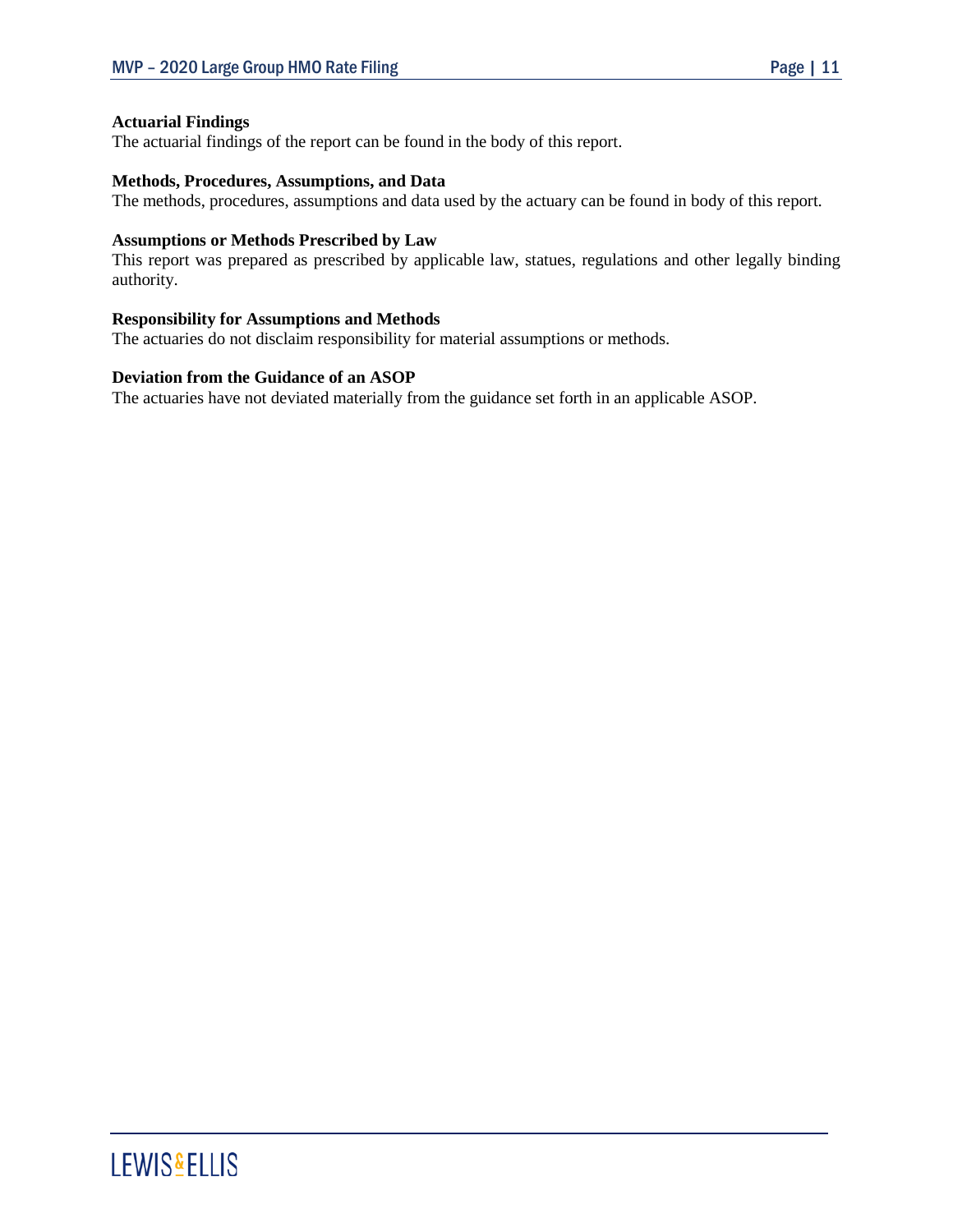**Actuarial Findings**
The actuarial findings of the report can be found in the body of this report.

**Methods, Procedures, Assumptions, and Data**
The methods, procedures, assumptions and data used by the actuary can be found in body of this report.

**Assumptions or Methods Prescribed by Law**
This report was prepared as prescribed by applicable law, statues, regulations and other legally binding authority.

**Responsibility for Assumptions and Methods**
The actuaries do not disclaim responsibility for material assumptions or methods.

**Deviation from the Guidance of an ASOP**
The actuaries have not deviated materially from the guidance set forth in an applicable ASOP.